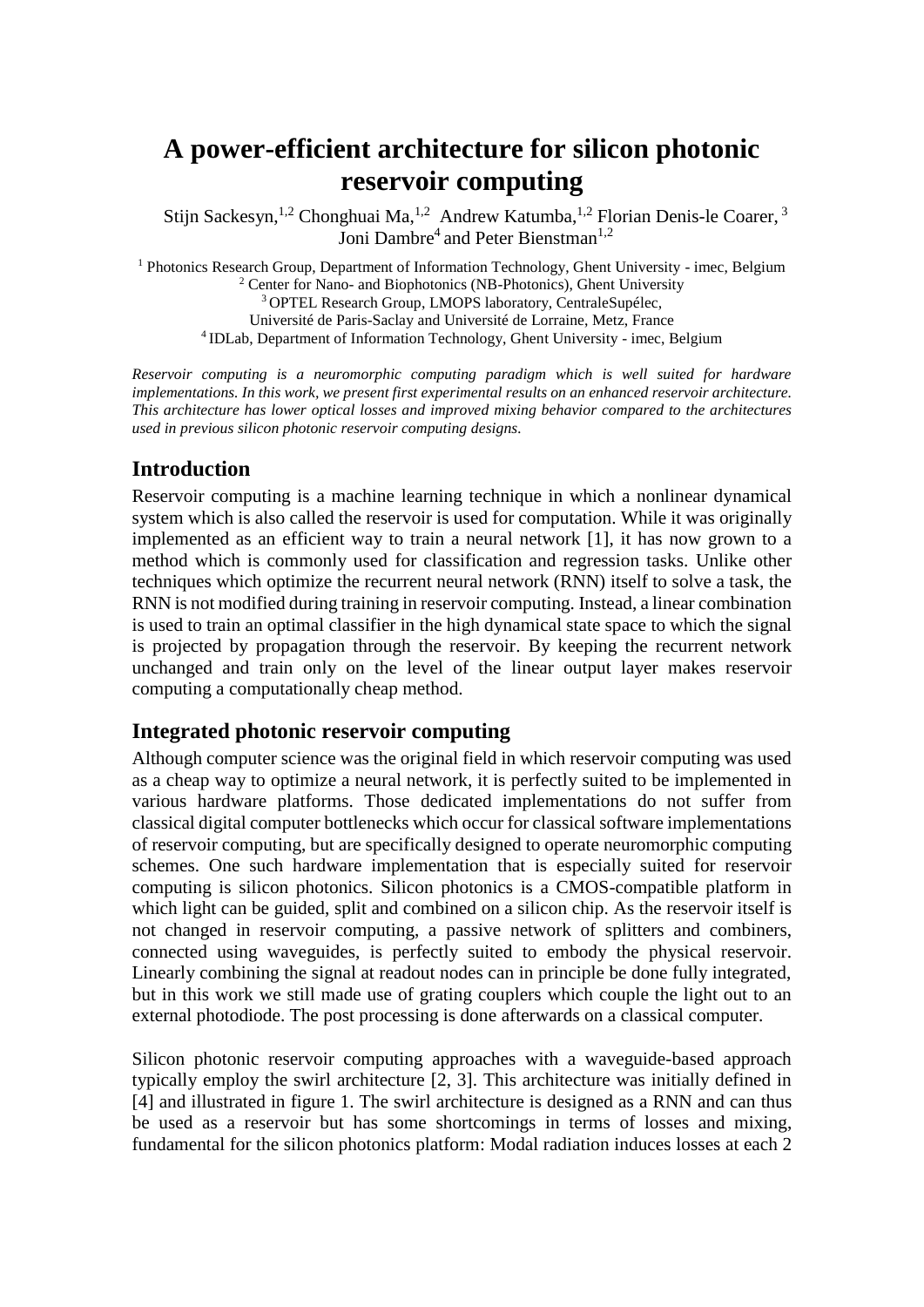# A power-efficient architecture for silicon photonic reservoir computing

Stijn Sackesyn,[1,2] Chonghuai Ma,[1,2] Andrew Katumba,[1,2] Florian Denis-le Coarer, [3] Joni Dambre[4] and Peter Bienstman[1,2]

[1] Photonics Research Group, Department of Information Technology, Ghent University - imec, Belgium
[2] Center for Nano- and Biophotonics (NB-Photonics), Ghent University
[3] OPTEL Research Group, LMOPS laboratory, CentraleSupélec,
Université de Paris-Saclay and Université de Lorraine, Metz, France
[4] IDLab, Department of Information Technology, Ghent University - imec, Belgium

*Reservoir computing is a neuromorphic computing paradigm which is well suited for hardware implementations. In this work, we present first experimental results on an enhanced reservoir architecture. This architecture has lower optical losses and improved mixing behavior compared to the architectures used in previous silicon photonic reservoir computing designs.*

## Introduction

Reservoir computing is a machine learning technique in which a nonlinear dynamical system which is also called the reservoir is used for computation. While it was originally implemented as an efficient way to train a neural network [1], it has now grown to a method which is commonly used for classification and regression tasks. Unlike other techniques which optimize the recurrent neural network (RNN) itself to solve a task, the RNN is not modified during training in reservoir computing. Instead, a linear combination is used to train an optimal classifier in the high dynamical state space to which the signal is projected by propagation through the reservoir. By keeping the recurrent network unchanged and train only on the level of the linear output layer makes reservoir computing a computationally cheap method.

## Integrated photonic reservoir computing

Although computer science was the original field in which reservoir computing was used as a cheap way to optimize a neural network, it is perfectly suited to be implemented in various hardware platforms. Those dedicated implementations do not suffer from classical digital computer bottlenecks which occur for classical software implementations of reservoir computing, but are specifically designed to operate neuromorphic computing schemes. One such hardware implementation that is especially suited for reservoir computing is silicon photonics. Silicon photonics is a CMOS-compatible platform in which light can be guided, split and combined on a silicon chip. As the reservoir itself is not changed in reservoir computing, a passive network of splitters and combiners, connected using waveguides, is perfectly suited to embody the physical reservoir. Linearly combining the signal at readout nodes can in principle be done fully integrated, but in this work we still made use of grating couplers which couple the light out to an external photodiode. The post processing is done afterwards on a classical computer.

Silicon photonic reservoir computing approaches with a waveguide-based approach typically employ the swirl architecture [2, 3]. This architecture was initially defined in [4] and illustrated in figure 1. The swirl architecture is designed as a RNN and can thus be used as a reservoir but has some shortcomings in terms of losses and mixing, fundamental for the silicon photonics platform: Modal radiation induces losses at each 2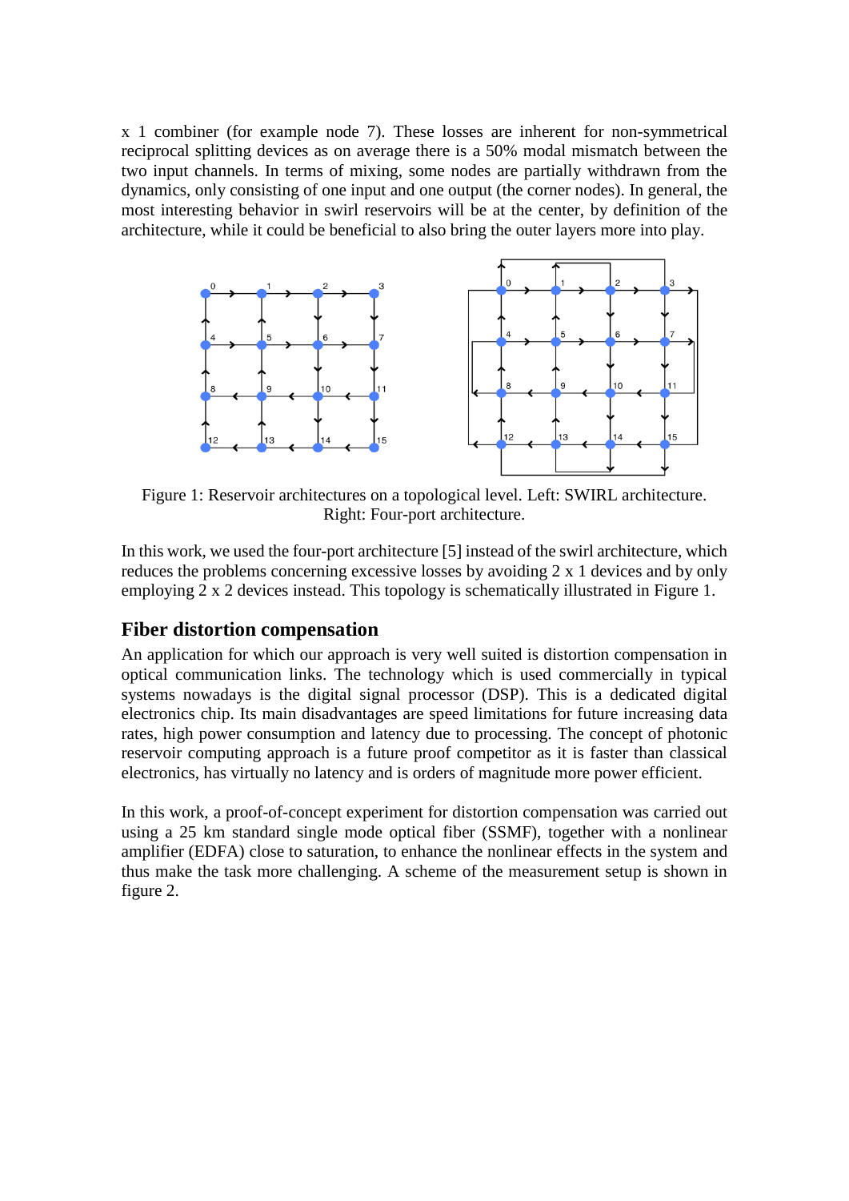x 1 combiner (for example node 7). These losses are inherent for non-symmetrical reciprocal splitting devices as on average there is a 50% modal mismatch between the two input channels. In terms of mixing, some nodes are partially withdrawn from the dynamics, only consisting of one input and one output (the corner nodes). In general, the most interesting behavior in swirl reservoirs will be at the center, by definition of the architecture, while it could be beneficial to also bring the outer layers more into play.

0
1
2
3
4
5
6
7
8
9
10
11
12
13
14
15

0
1
2
3
4
5
6
7
8
9
10
11
12
13
14
15

Figure 1: Reservoir architectures on a topological level. Left: SWIRL architecture. Right: Four-port architecture.

In this work, we used the four-port architecture [5] instead of the swirl architecture, which reduces the problems concerning excessive losses by avoiding 2 x 1 devices and by only employing 2 x 2 devices instead. This topology is schematically illustrated in Figure 1.

## Fiber distortion compensation

An application for which our approach is very well suited is distortion compensation in optical communication links. The technology which is used commercially in typical systems nowadays is the digital signal processor (DSP). This is a dedicated digital electronics chip. Its main disadvantages are speed limitations for future increasing data rates, high power consumption and latency due to processing. The concept of photonic reservoir computing approach is a future proof competitor as it is faster than classical electronics, has virtually no latency and is orders of magnitude more power efficient.

In this work, a proof-of-concept experiment for distortion compensation was carried out using a 25 km standard single mode optical fiber (SSMF), together with a nonlinear amplifier (EDFA) close to saturation, to enhance the nonlinear effects in the system and thus make the task more challenging. A scheme of the measurement setup is shown in figure 2.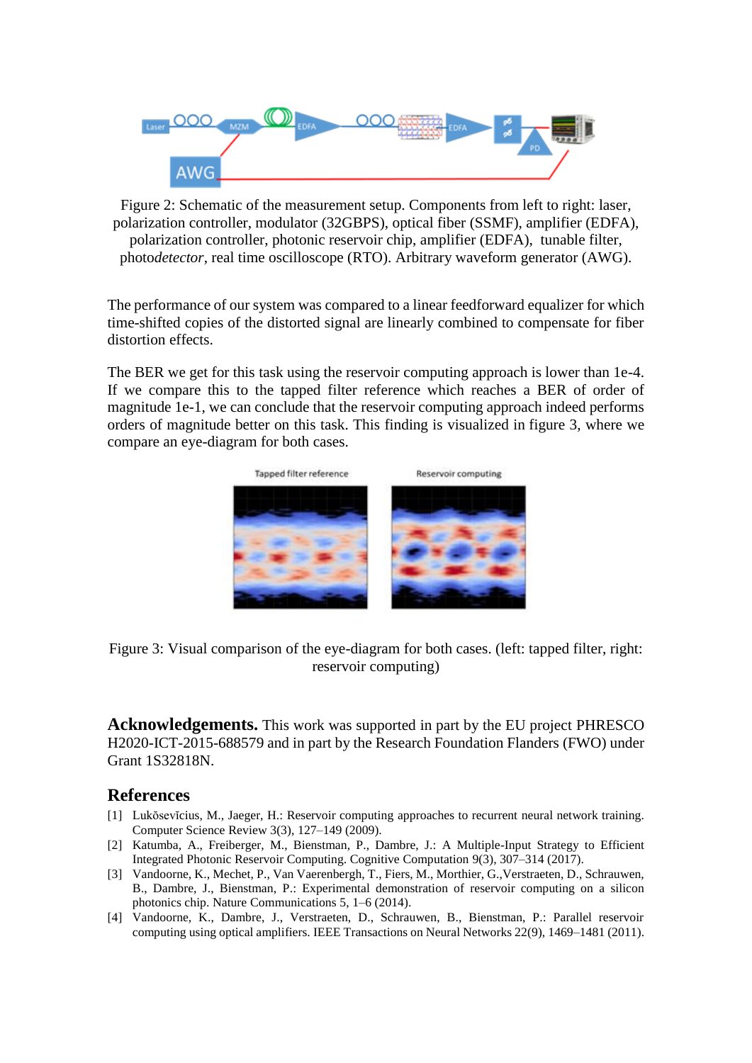Laser

MZM

EDFA

EDFA

PD

AWG

Figure 2: Schematic of the measurement setup. Components from left to right: laser, polarization controller, modulator (32GBPS), optical fiber (SSMF), amplifier (EDFA), polarization controller, photonic reservoir chip, amplifier (EDFA), tunable filter, photo*detector*, real time oscilloscope (RTO). Arbitrary waveform generator (AWG).

The performance of our system was compared to a linear feedforward equalizer for which time-shifted copies of the distorted signal are linearly combined to compensate for fiber distortion effects.

The BER we get for this task using the reservoir computing approach is lower than 1e-4. If we compare this to the tapped filter reference which reaches a BER of order of magnitude 1e-1, we can conclude that the reservoir computing approach indeed performs orders of magnitude better on this task. This finding is visualized in figure 3, where we compare an eye-diagram for both cases.

Tapped filter reference

Reservoir computing

Figure 3: Visual comparison of the eye-diagram for both cases. (left: tapped filter, right: reservoir computing)

**Acknowledgements.** This work was supported in part by the EU project PHRESCO H2020-ICT-2015-688579 and in part by the Research Foundation Flanders (FWO) under Grant 1S32818N.

## References

[1] Lukŏsevĭcius, M., Jaeger, H.: Reservoir computing approaches to recurrent neural network training. Computer Science Review 3(3), 127–149 (2009).

[2] Katumba, A., Freiberger, M., Bienstman, P., Dambre, J.: A Multiple-Input Strategy to Efficient Integrated Photonic Reservoir Computing. Cognitive Computation 9(3), 307–314 (2017).

[3] Vandoorne, K., Mechet, P., Van Vaerenbergh, T., Fiers, M., Morthier, G.,Verstraeten, D., Schrauwen, B., Dambre, J., Bienstman, P.: Experimental demonstration of reservoir computing on a silicon photonics chip. Nature Communications 5, 1–6 (2014).

[4] Vandoorne, K., Dambre, J., Verstraeten, D., Schrauwen, B., Bienstman, P.: Parallel reservoir computing using optical amplifiers. IEEE Transactions on Neural Networks 22(9), 1469–1481 (2011).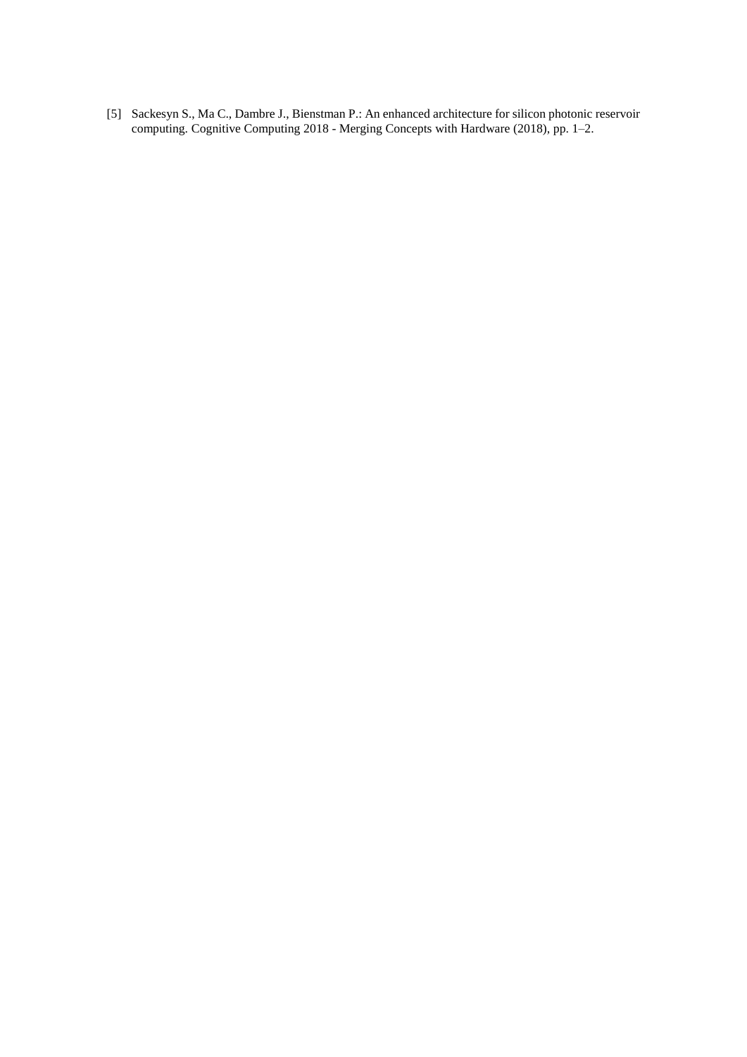[5] Sackesyn S., Ma C., Dambre J., Bienstman P.: An enhanced architecture for silicon photonic reservoir computing. Cognitive Computing 2018 - Merging Concepts with Hardware (2018), pp. 1–2.